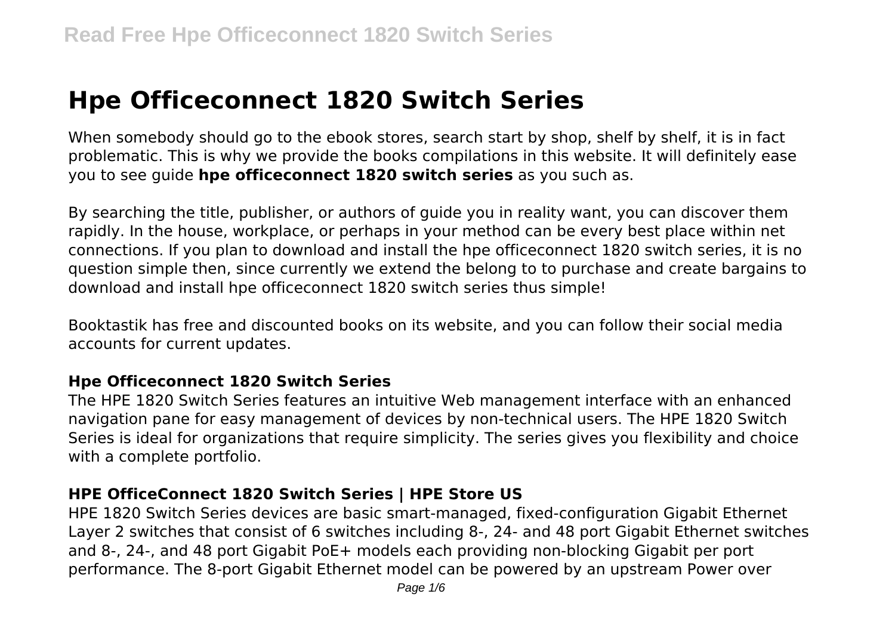# Hpe Officeconnect 1820 Switch Series

When somebody should go to the ebook stores, search start by shop, shelf by shelf, it is in fact problematic. This is why we provide the books compilations in this website. It will definitely ease you to see guide **hpe officeconnect 1820 switch series** as you such as.

By searching the title, publisher, or authors of guide you in reality want, you can discover them rapidly. In the house, workplace, or perhaps in your method can be every best place within net connections. If you plan to download and install the hpe officeconnect 1820 switch series, it is no question simple then, since currently we extend the belong to to purchase and create bargains to download and install hpe officeconnect 1820 switch series thus simple!

Booktastik has free and discounted books on its website, and you can follow their social media accounts for current updates.

### Hpe Officeconnect 1820 Switch Series

The HPE 1820 Switch Series features an intuitive Web management interface with an enhanced navigation pane for easy management of devices by non-technical users. The HPE 1820 Switch Series is ideal for organizations that require simplicity. The series gives you flexibility and choice with a complete portfolio.

### HPE OfficeConnect 1820 Switch Series | HPE Store US

HPE 1820 Switch Series devices are basic smart-managed, fixed-configuration Gigabit Ethernet Layer 2 switches that consist of 6 switches including 8-, 24- and 48 port Gigabit Ethernet switches and 8-, 24-, and 48 port Gigabit PoE+ models each providing non-blocking Gigabit per port performance. The 8-port Gigabit Ethernet model can be powered by an upstream Power over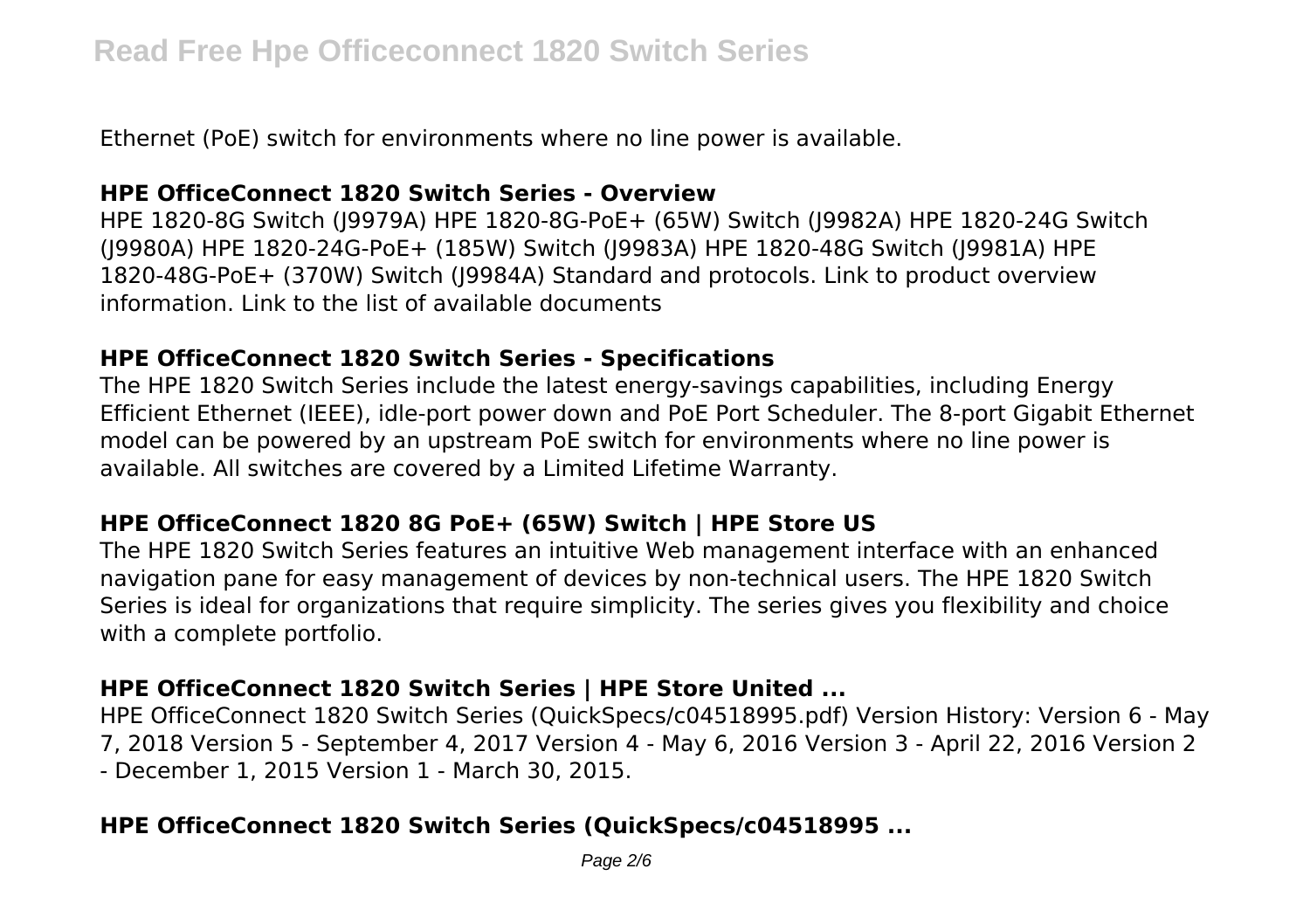Ethernet (PoE) switch for environments where no line power is available.

### HPE OfficeConnect 1820 Switch Series - Overview

HPE 1820-8G Switch (J9979A) HPE 1820-8G-PoE+ (65W) Switch (J9982A) HPE 1820-24G Switch (J9980A) HPE 1820-24G-PoE+ (185W) Switch (J9983A) HPE 1820-48G Switch (J9981A) HPE 1820-48G-PoE+ (370W) Switch (J9984A) Standard and protocols. Link to product overview information. Link to the list of available documents

### HPE OfficeConnect 1820 Switch Series - Specifications

The HPE 1820 Switch Series include the latest energy-savings capabilities, including Energy Efficient Ethernet (IEEE), idle-port power down and PoE Port Scheduler. The 8-port Gigabit Ethernet model can be powered by an upstream PoE switch for environments where no line power is available. All switches are covered by a Limited Lifetime Warranty.

### HPE OfficeConnect 1820 8G PoE+ (65W) Switch | HPE Store US

The HPE 1820 Switch Series features an intuitive Web management interface with an enhanced navigation pane for easy management of devices by non-technical users. The HPE 1820 Switch Series is ideal for organizations that require simplicity. The series gives you flexibility and choice with a complete portfolio.

### HPE OfficeConnect 1820 Switch Series | HPE Store United ...

HPE OfficeConnect 1820 Switch Series (QuickSpecs/c04518995.pdf) Version History: Version 6 - May 7, 2018 Version 5 - September 4, 2017 Version 4 - May 6, 2016 Version 3 - April 22, 2016 Version 2 - December 1, 2015 Version 1 - March 30, 2015.

### HPE OfficeConnect 1820 Switch Series (QuickSpecs/c04518995 ...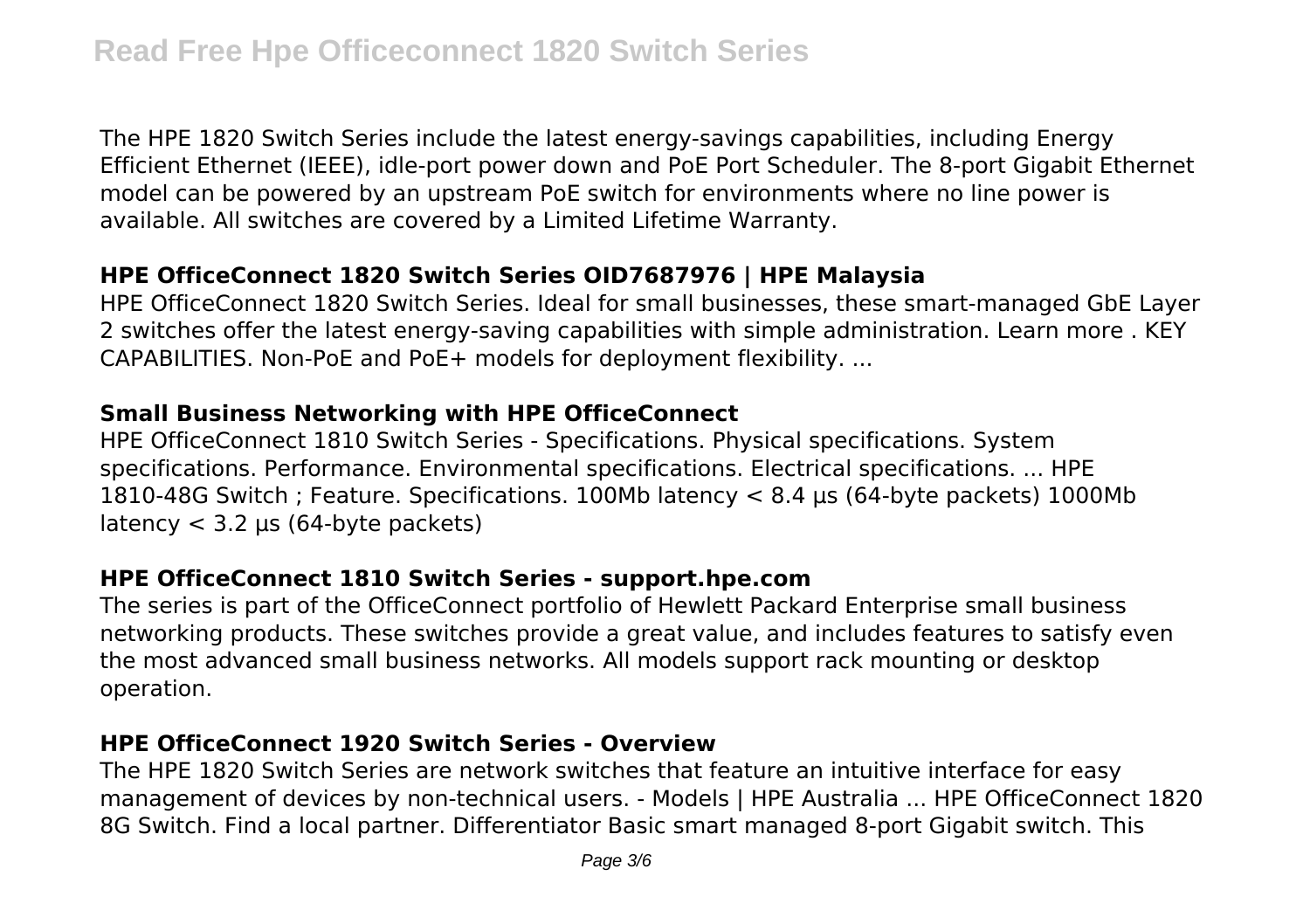The HPE 1820 Switch Series include the latest energy-savings capabilities, including Energy Efficient Ethernet (IEEE), idle-port power down and PoE Port Scheduler. The 8-port Gigabit Ethernet model can be powered by an upstream PoE switch for environments where no line power is available. All switches are covered by a Limited Lifetime Warranty.

### HPE OfficeConnect 1820 Switch Series OID7687976 | HPE Malaysia

HPE OfficeConnect 1820 Switch Series. Ideal for small businesses, these smart-managed GbE Layer 2 switches offer the latest energy-saving capabilities with simple administration. Learn more . KEY CAPABILITIES. Non-PoE and PoE+ models for deployment flexibility. ...

### Small Business Networking with HPE OfficeConnect

HPE OfficeConnect 1810 Switch Series - Specifications. Physical specifications. System specifications. Performance. Environmental specifications. Electrical specifications. ... HPE 1810-48G Switch ; Feature. Specifications. 100Mb latency < 8.4 µs (64-byte packets) 1000Mb latency < 3.2 µs (64-byte packets)

### HPE OfficeConnect 1810 Switch Series - support.hpe.com

The series is part of the OfficeConnect portfolio of Hewlett Packard Enterprise small business networking products. These switches provide a great value, and includes features to satisfy even the most advanced small business networks. All models support rack mounting or desktop operation.

### HPE OfficeConnect 1920 Switch Series - Overview

The HPE 1820 Switch Series are network switches that feature an intuitive interface for easy management of devices by non-technical users. - Models | HPE Australia ... HPE OfficeConnect 1820 8G Switch. Find a local partner. Differentiator Basic smart managed 8-port Gigabit switch. This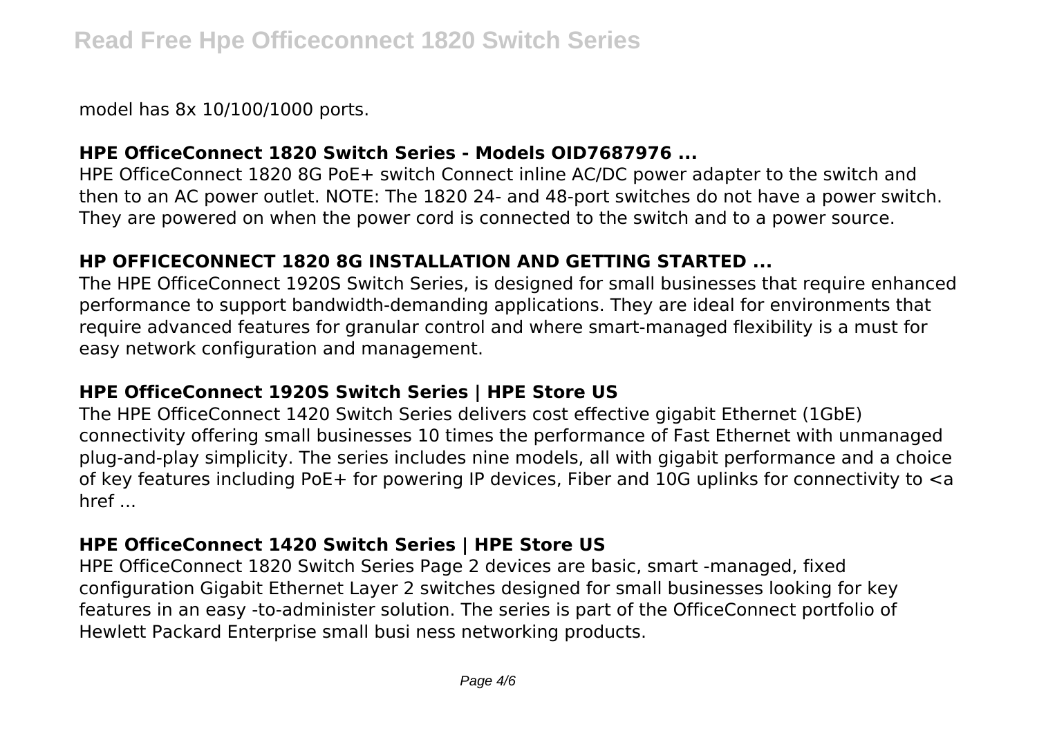model has 8x 10/100/1000 ports.

### HPE OfficeConnect 1820 Switch Series - Models OID7687976 ...

HPE OfficeConnect 1820 8G PoE+ switch Connect inline AC/DC power adapter to the switch and then to an AC power outlet. NOTE: The 1820 24- and 48-port switches do not have a power switch. They are powered on when the power cord is connected to the switch and to a power source.

### HP OFFICECONNECT 1820 8G INSTALLATION AND GETTING STARTED ...

The HPE OfficeConnect 1920S Switch Series, is designed for small businesses that require enhanced performance to support bandwidth-demanding applications. They are ideal for environments that require advanced features for granular control and where smart-managed flexibility is a must for easy network configuration and management.

### HPE OfficeConnect 1920S Switch Series | HPE Store US

The HPE OfficeConnect 1420 Switch Series delivers cost effective gigabit Ethernet (1GbE) connectivity offering small businesses 10 times the performance of Fast Ethernet with unmanaged plug-and-play simplicity. The series includes nine models, all with gigabit performance and a choice of key features including PoE+ for powering IP devices, Fiber and 10G uplinks for connectivity to <a href ...

### HPE OfficeConnect 1420 Switch Series | HPE Store US

HPE OfficeConnect 1820 Switch Series Page 2 devices are basic, smart -managed, fixed configuration Gigabit Ethernet Layer 2 switches designed for small businesses looking for key features in an easy -to-administer solution. The series is part of the OfficeConnect portfolio of Hewlett Packard Enterprise small busi ness networking products.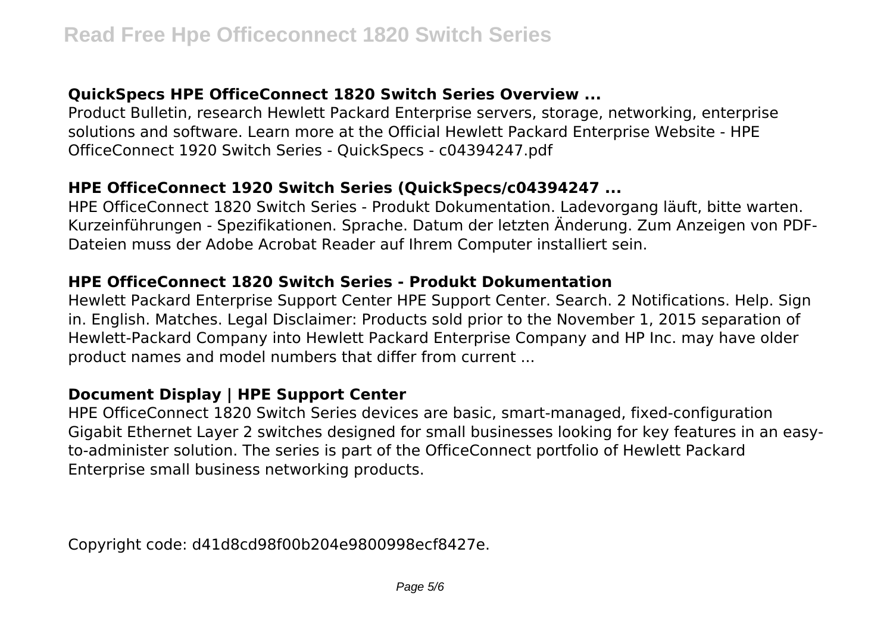### QuickSpecs HPE OfficeConnect 1820 Switch Series Overview ...

Product Bulletin, research Hewlett Packard Enterprise servers, storage, networking, enterprise solutions and software. Learn more at the Official Hewlett Packard Enterprise Website - HPE OfficeConnect 1920 Switch Series - QuickSpecs - c04394247.pdf

### HPE OfficeConnect 1920 Switch Series (QuickSpecs/c04394247 ...

HPE OfficeConnect 1820 Switch Series - Produkt Dokumentation. Ladevorgang läuft, bitte warten. Kurzeinführungen - Spezifikationen. Sprache. Datum der letzten Änderung. Zum Anzeigen von PDF-Dateien muss der Adobe Acrobat Reader auf Ihrem Computer installiert sein.

### HPE OfficeConnect 1820 Switch Series - Produkt Dokumentation

Hewlett Packard Enterprise Support Center HPE Support Center. Search. 2 Notifications. Help. Sign in. English. Matches. Legal Disclaimer: Products sold prior to the November 1, 2015 separation of Hewlett-Packard Company into Hewlett Packard Enterprise Company and HP Inc. may have older product names and model numbers that differ from current ...

### Document Display | HPE Support Center

HPE OfficeConnect 1820 Switch Series devices are basic, smart-managed, fixed-configuration Gigabit Ethernet Layer 2 switches designed for small businesses looking for key features in an easy-to-administer solution. The series is part of the OfficeConnect portfolio of Hewlett Packard Enterprise small business networking products.

Copyright code: d41d8cd98f00b204e9800998ecf8427e.